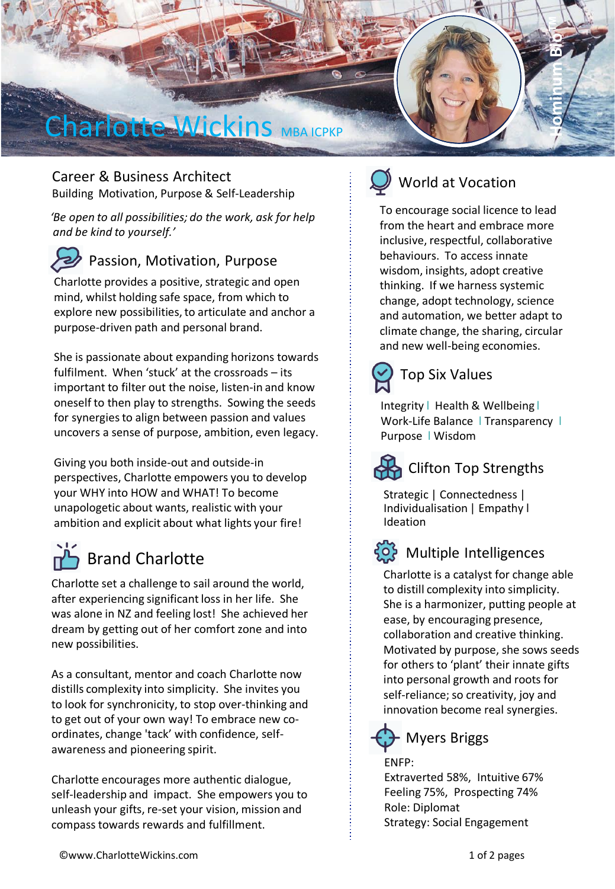# Charlotte Wickins MBA ICPKP

Hominum Bio™

## Career & Business Architect

Building Motivation, Purpose & Self-Leadership

*'Be open to all possibilities; do the work, ask for help and be kind to yourself.'*

## Passion, Motivation, Purpose

Charlotte provides a positive, strategic and open mind, whilst holding safe space, from which to explore new possibilities, to articulate and anchor a purpose-driven path and personal brand.

She is passionate about expanding horizons towards fulfilment. When 'stuck' at the crossroads – its important to filter out the noise, listen-in and know oneself to then play to strengths. Sowing the seeds for synergies to align between passion and values uncovers a sense of purpose, ambition, even legacy.

Giving you both inside-out and outside-in perspectives, Charlotte empowers you to develop your WHY into HOW and WHAT! To become unapologetic about wants, realistic with your ambition and explicit about what lights your fire!

## Brand Charlotte

Charlotte set a challenge to sail around the world, after experiencing significant loss in her life. She was alone in NZ and feeling lost! She achieved her dream by getting out of her comfort zone and into new possibilities.

As a consultant, mentor and coach Charlotte now distills complexity into simplicity. She invites you to look for synchronicity, to stop over-thinking and to get out of your own way! To embrace new co-ordinates, change 'tack' with confidence, self-awareness and pioneering spirit.

Charlotte encourages more authentic dialogue, self-leadership and impact. She empowers you to unleash your gifts, re-set your vision, mission and compass towards rewards and fulfillment.

## World at Vocation

To encourage social licence to lead from the heart and embrace more inclusive, respectful, collaborative behaviours. To access innate wisdom, insights, adopt creative thinking. If we harness systemic change, adopt technology, science and automation, we better adapt to climate change, the sharing, circular and new well-being economies.

## Top Six Values

Integrity | Health & Wellbeing | Work-Life Balance | Transparency | Purpose | Wisdom

## Clifton Top Strengths

Strategic | Connectedness | Individualisation | Empathy | Ideation

## Multiple Intelligences

Charlotte is a catalyst for change able to distill complexity into simplicity. She is a harmonizer, putting people at ease, by encouraging presence, collaboration and creative thinking. Motivated by purpose, she sows seeds for others to 'plant' their innate gifts into personal growth and roots for self-reliance; so creativity, joy and innovation become real synergies.

## Myers Briggs

ENFP:
Extraverted 58%, Intuitive 67%
Feeling 75%, Prospecting 74%
Role: Diplomat
Strategy: Social Engagement

©www.CharlotteWickins.com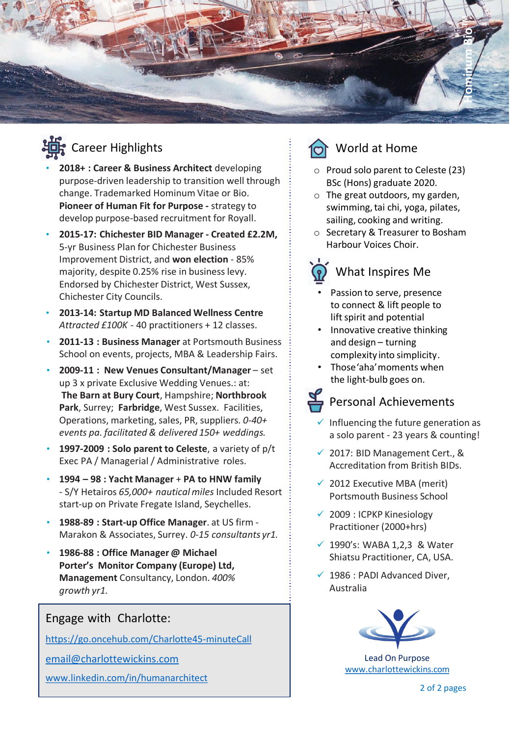## Career Highlights

- **2018+ : Career & Business Architect** developing purpose-driven leadership to transition well through change. Trademarked Hominum Vitae or Bio. **Pioneer of Human Fit for Purpose -** strategy to develop purpose-based recruitment for Royall.
- **2015-17: Chichester BID Manager - Created £2.2M,** 5-yr Business Plan for Chichester Business Improvement District, and **won election** - 85% majority, despite 0.25% rise in business levy. Endorsed by Chichester District, West Sussex, Chichester City Councils.
- **2013-14: Startup MD Balanced Wellness Centre** *Attracted £100K* - 40 practitioners + 12 classes.
- **2011-13 : Business Manager** at Portsmouth Business School on events, projects, MBA & Leadership Fairs.
- **2009-11 : New Venues Consultant/Manager** – set up 3 x private Exclusive Wedding Venues.: at: **The Barn at Bury Court**, Hampshire; **Northbrook Park**, Surrey; **Farbridge**, West Sussex. Facilities, Operations, marketing, sales, PR, suppliers. *0-40+ events pa. facilitated & delivered 150+ weddings.*
- **1997-2009 : Solo parent to Celeste**, a variety of p/t Exec PA / Managerial / Administrative roles.
- **1994 – 98 : Yacht Manager + PA to HNW family** - S/Y Hetairos *65,000+ nautical miles* Included Resort start-up on Private Fregate Island, Seychelles.
- **1988-89 : Start-up Office Manager**. at US firm - Marakon & Associates, Surrey. *0-15 consultants yr1.*
- **1986-88 : Office Manager @ Michael Porter's Monitor Company (Europe) Ltd, Management** Consultancy, London. *400% growth yr1.*

### Engage with Charlotte:

https://go.oncehub.com/Charlotte45-minuteCall

email@charlottewickins.com

www.linkedin.com/in/humanarchitect

## World at Home

- Proud solo parent to Celeste (23) BSc (Hons) graduate 2020.
- The great outdoors, my garden, swimming, tai chi, yoga, pilates, sailing, cooking and writing.
- Secretary & Treasurer to Bosham Harbour Voices Choir.

## What Inspires Me

- Passion to serve, presence to connect & lift people to lift spirit and potential
- Innovative creative thinking and design – turning complexity into simplicity.
- Those 'aha' moments when the light-bulb goes on.

## Personal Achievements

- ✓ Influencing the future generation as a solo parent - 23 years & counting!
- ✓ 2017: BID Management Cert., & Accreditation from British BIDs.
- ✓ 2012 Executive MBA (merit) Portsmouth Business School
- ✓ 2009 : ICPKP Kinesiology Practitioner (2000+hrs)
- ✓ 1990's: WABA 1,2,3 & Water Shiatsu Practitioner, CA, USA.
- ✓ 1986 : PADI Advanced Diver, Australia

Lead On Purpose
www.charlottewickins.com